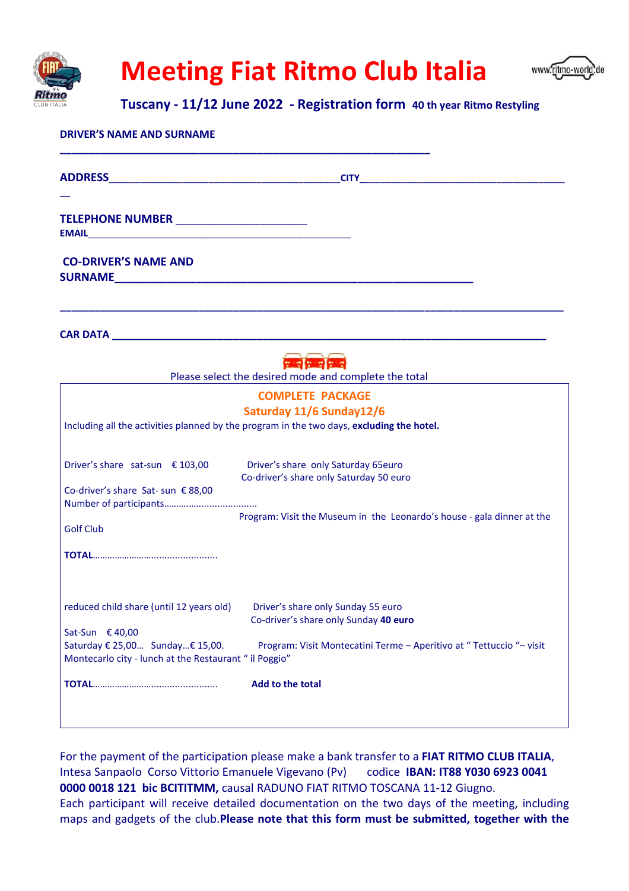# Meeting Fiat Ritmo Club Italia

**Tuscany - 11/12 June 2022 - Registration form 40 th year Ritmo Restyling**

**DRIVER'S NAME AND SURNAME**

______________________________________________________________

**ADDRESS**_______________________________________ **CITY**__________________________________

**TELEPHONE NUMBER** ______________________

**EMAIL**_____________________________________________

**CO-DRIVER'S NAME AND SURNAME**____________________________________________________________

____________________________________________________________________________________

**CAR DATA** __________________________________________________________________________

Please select the desired mode and complete the total

**COMPLETE PACKAGE**

**Saturday 11/6 Sunday12/6**

Including all the activities planned by the program in the two days, **excluding the hotel.**

Driver's share sat-sun € 103,00

Co-driver's share Sat- sun € 88,00

Number of participants...................................

Driver's share only Saturday 65euro

Co-driver's share only Saturday 50 euro

Program: Visit the Museum in the Leonardo's house - gala dinner at the Golf Club

**TOTAL**.................................................

reduced child share (until 12 years old)

Sat-Sun € 40,00

Saturday € 25,00… Sunday…€ 15,00.

Driver's share only Sunday 55 euro

Co-driver's share only Sunday **40 euro**

Program: Visit Montecatini Terme – Aperitivo at " Tettuccio "– visit Montecarlo city - lunch at the Restaurant " il Poggio"

**TOTAL**................................................. **Add to the total**

For the payment of the participation please make a bank transfer to a **FIAT RITMO CLUB ITALIA**, Intesa Sanpaolo Corso Vittorio Emanuele Vigevano (Pv) codice **IBAN: IT88 Y030 6923 0041 0000 0018 121 bic BCITITMM,** causal RADUNO FIAT RITMO TOSCANA 11-12 Giugno.

Each participant will receive detailed documentation on the two days of the meeting, including maps and gadgets of the club.**Please note that this form must be submitted, together with the**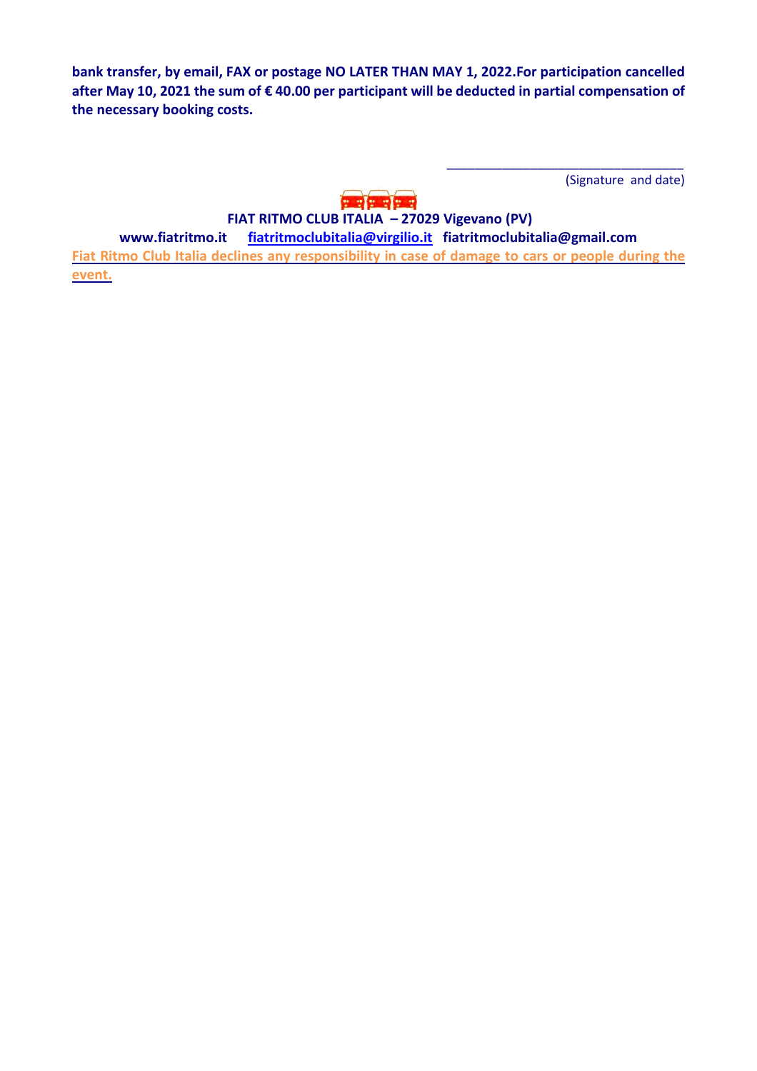**bank transfer, by email, FAX or postage NO LATER THAN MAY 1, 2022.For participation cancelled after May 10, 2021 the sum of € 40.00 per participant will be deducted in partial compensation of the necessary booking costs.**

_______________________________

(Signature and date)

**FIAT RITMO CLUB ITALIA – 27029 Vigevano (PV)**

**www.fiatritmo.it** **fiatritmoclubitalia@virgilio.it** **fiatritmoclubitalia@gmail.com**

**Fiat Ritmo Club Italia declines any responsibility in case of damage to cars or people during the event.**